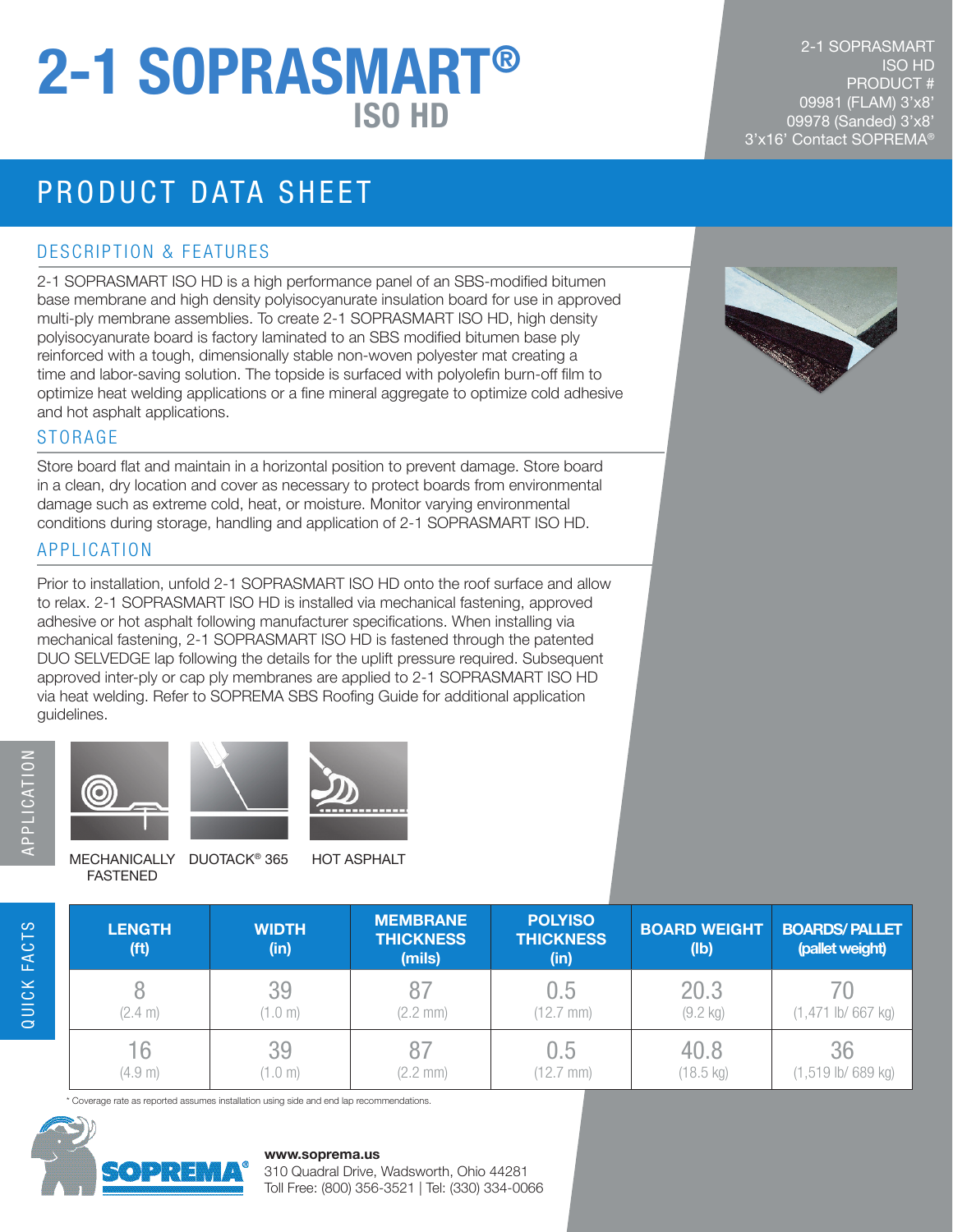# 2-1 SOPRASMART®
## ISO HD

2-1 SOPRASMART
ISO HD
PRODUCT #
09981 (FLAM) 3'x8'
09978 (Sanded) 3'x8'
3'x16' Contact SOPREMA®

## PRODUCT DATA SHEET

### DESCRIPTION & FEATURES

2-1 SOPRASMART ISO HD is a high performance panel of an SBS-modified bitumen base membrane and high density polyisocyanurate insulation board for use in approved multi-ply membrane assemblies. To create 2-1 SOPRASMART ISO HD, high density polyisocyanurate board is factory laminated to an SBS modified bitumen base ply reinforced with a tough, dimensionally stable non-woven polyester mat creating a time and labor-saving solution. The topside is surfaced with polyolefin burn-off film to optimize heat welding applications or a fine mineral aggregate to optimize cold adhesive and hot asphalt applications.

### STORAGE

Store board flat and maintain in a horizontal position to prevent damage. Store board in a clean, dry location and cover as necessary to protect boards from environmental damage such as extreme cold, heat, or moisture. Monitor varying environmental conditions during storage, handling and application of 2-1 SOPRASMART ISO HD.

### APPLICATION

Prior to installation, unfold 2-1 SOPRASMART ISO HD onto the roof surface and allow to relax. 2-1 SOPRASMART ISO HD is installed via mechanical fastening, approved adhesive or hot asphalt following manufacturer specifications. When installing via mechanical fastening, 2-1 SOPRASMART ISO HD is fastened through the patented DUO SELVEDGE lap following the details for the uplift pressure required. Subsequent approved inter-ply or cap ply membranes are applied to 2-1 SOPRASMART ISO HD via heat welding. Refer to SOPREMA SBS Roofing Guide for additional application guidelines.

APPLICATION

MECHANICALLY FASTENED | DUOTACK® 365 | HOT ASPHALT

QUICK FACTS

| LENGTH (ft) | WIDTH (in) | MEMBRANE THICKNESS (mils) | POLYISO THICKNESS (in) | BOARD WEIGHT (lb) | BOARDS/ PALLET (pallet weight) |
|---|---|---|---|---|---|
| 8 (2.4 m) | 39 (1.0 m) | 87 (2.2 mm) | 0.5 (12.7 mm) | 20.3 (9.2 kg) | 70 (1,471 lb/ 667 kg) |
| 16 (4.9 m) | 39 (1.0 m) | 87 (2.2 mm) | 0.5 (12.7 mm) | 40.8 (18.5 kg) | 36 (1,519 lb/ 689 kg) |

* Coverage rate as reported assumes installation using side and end lap recommendations.

SOPREMA®

**www.soprema.us**
310 Quadral Drive, Wadsworth, Ohio 44281
Toll Free: (800) 356-3521 | Tel: (330) 334-0066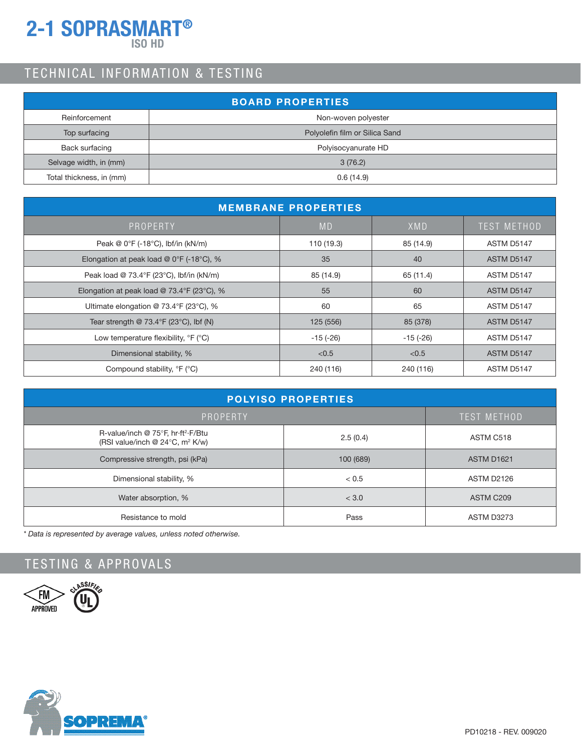# 2-1 SOPRASMART®

ISO HD

## TECHNICAL INFORMATION & TESTING

| BOARD PROPERTIES | |
|---|---|
| Reinforcement | Non-woven polyester |
| Top surfacing | Polyolefin film or Silica Sand |
| Back surfacing | Polyisocyanurate HD |
| Selvage width, in (mm) | 3 (76.2) |
| Total thickness, in (mm) | 0.6 (14.9) |

**MEMBRANE PROPERTIES**

| PROPERTY | MD | XMD | TEST METHOD |
|---|---|---|---|
| Peak @ 0°F (-18°C), lbf/in (kN/m) | 110 (19.3) | 85 (14.9) | ASTM D5147 |
| Elongation at peak load @ 0°F (-18°C), % | 35 | 40 | ASTM D5147 |
| Peak load @ 73.4°F (23°C), lbf/in (kN/m) | 85 (14.9) | 65 (11.4) | ASTM D5147 |
| Elongation at peak load @ 73.4°F (23°C), % | 55 | 60 | ASTM D5147 |
| Ultimate elongation @ 73.4°F (23°C), % | 60 | 65 | ASTM D5147 |
| Tear strength @ 73.4°F (23°C), lbf (N) | 125 (556) | 85 (378) | ASTM D5147 |
| Low temperature flexibility, °F (°C) | -15 (-26) | -15 (-26) | ASTM D5147 |
| Dimensional stability, % | <0.5 | <0.5 | ASTM D5147 |
| Compound stability, °F (°C) | 240 (116) | 240 (116) | ASTM D5147 |

**POLYISO PROPERTIES**

| PROPERTY | | TEST METHOD |
|---|---|---|
| R-value/inch @ 75°F, hr·ft²·F/Btu (RSI value/inch @ 24°C, m² K/w) | 2.5 (0.4) | ASTM C518 |
| Compressive strength, psi (kPa) | 100 (689) | ASTM D1621 |
| Dimensional stability, % | < 0.5 | ASTM D2126 |
| Water absorption, % | < 3.0 | ASTM C209 |
| Resistance to mold | Pass | ASTM D3273 |

*\* Data is represented by average values, unless noted otherwise.*

## TESTING & APPROVALS

FM APPROVED

CLASSIFIED UL

SOPREMA®

PD10218 - REV. 009020